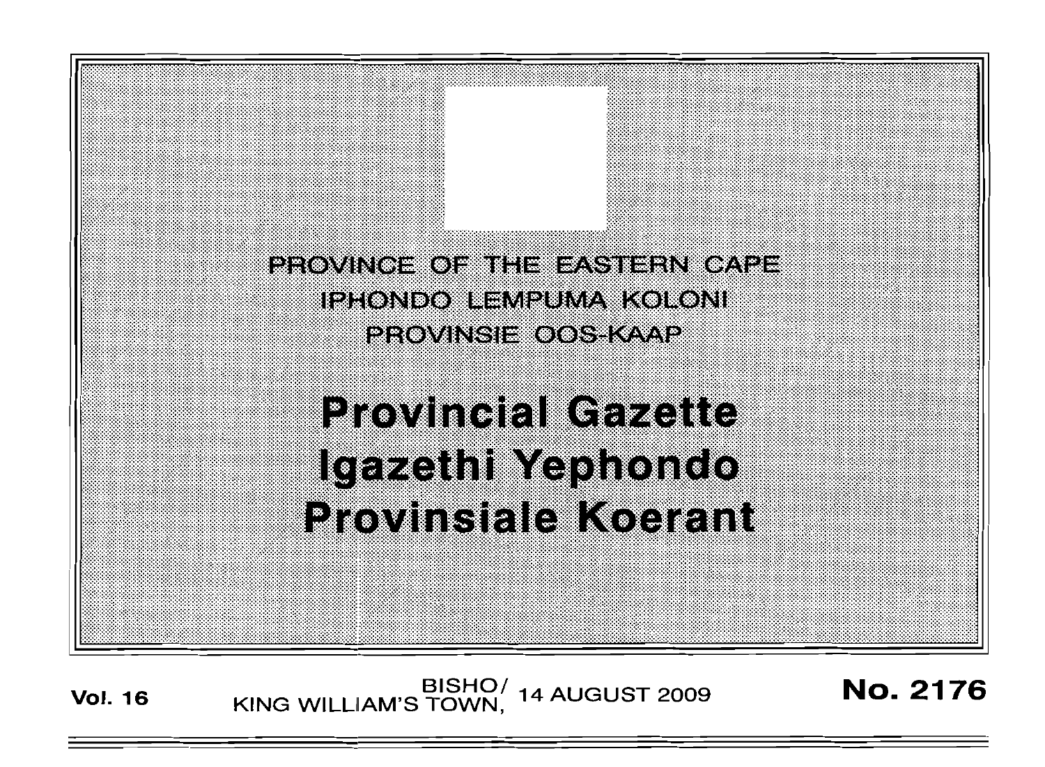PROVINCE OF THE EASTERN CAPE

IPHONDO LEMPUMA KOLONI

PROVINSIE OOS-KAAP

# Provincial Gazette
# Igazethi Yephondo
# Provinsiale Koerant

**Vol. 16** BISHO/ KING WILLIAM'S TOWN, 14 AUGUST 2009 **No. 2176**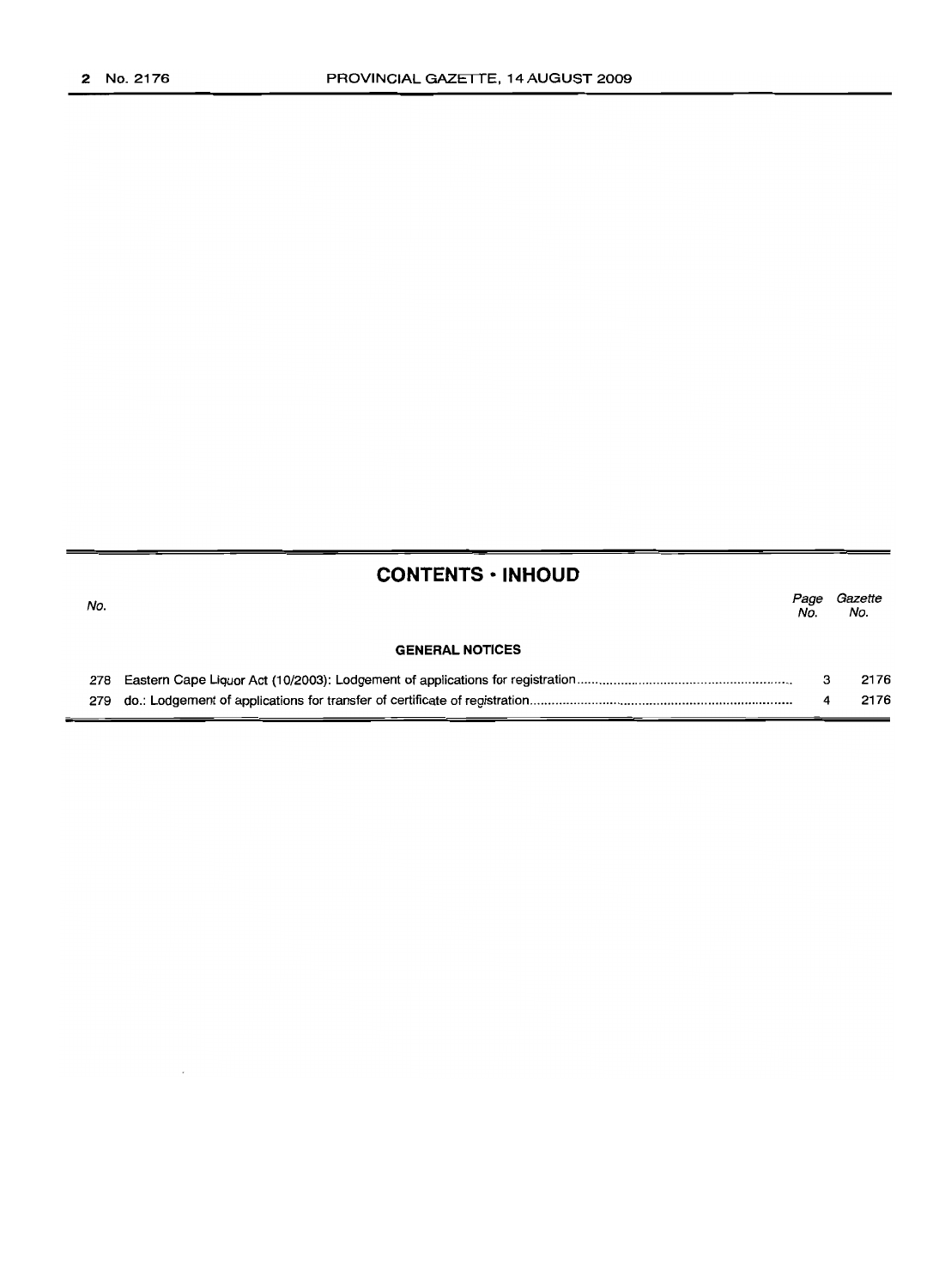## CONTENTS • INHOUD

| No. | | Page No. | Gazette No. |
|---|---|---|---|
| | **GENERAL NOTICES** | | |
| 278 | Eastern Cape Liquor Act (10/2003): Lodgement of applications for registration | 3 | 2176 |
| 279 | do.: Lodgement of applications for transfer of certificate of registration | 4 | 2176 |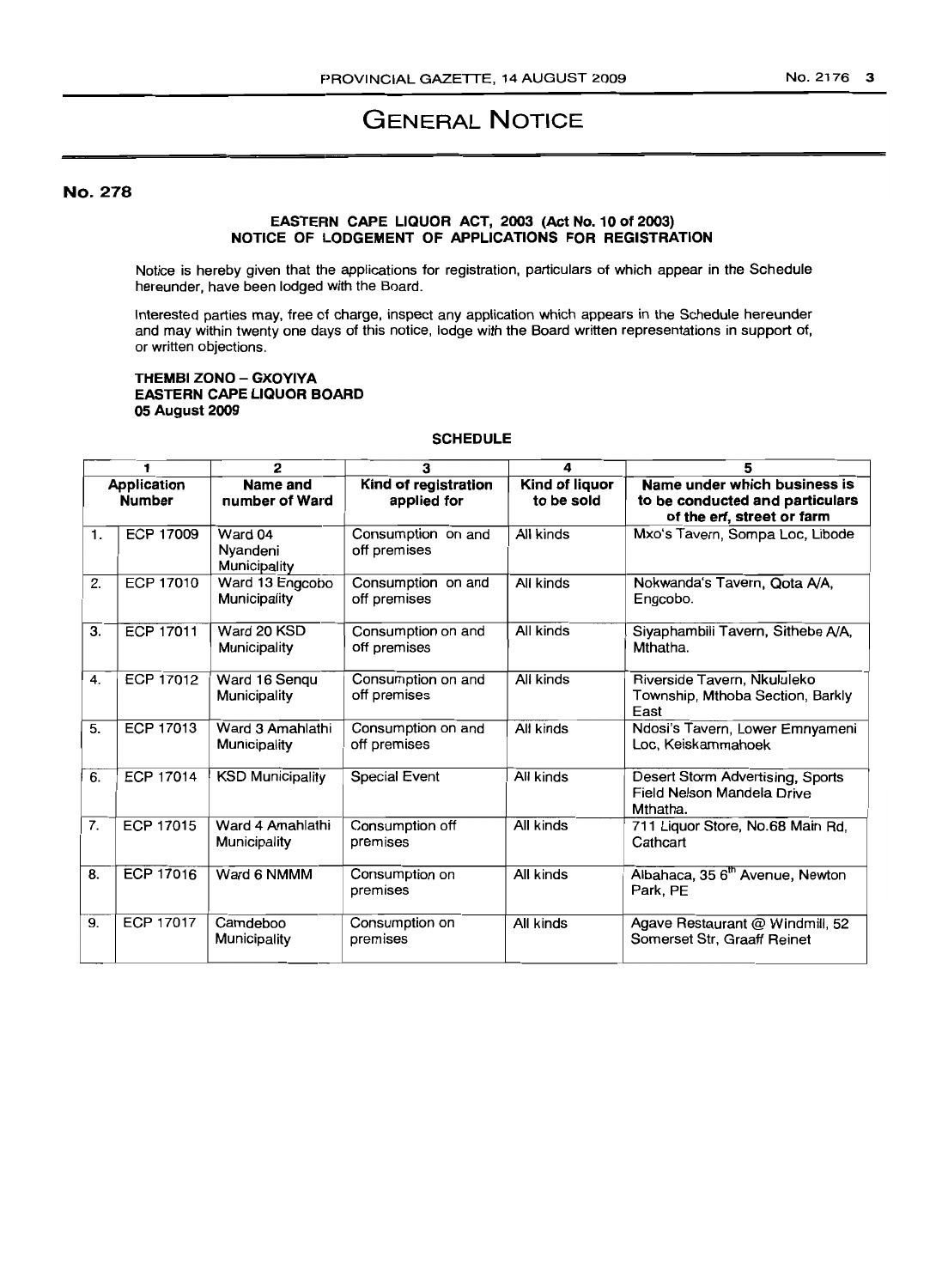# GENERAL NOTICE

**No. 278**

**EASTERN CAPE LIQUOR ACT, 2003 (Act No. 10 of 2003)**
**NOTICE OF LODGEMENT OF APPLICATIONS FOR REGISTRATION**

Notice is hereby given that the applications for registration, particulars of which appear in the Schedule hereunder, have been lodged with the Board.

Interested parties may, free of charge, inspect any application which appears in the Schedule hereunder and may within twenty one days of this notice, lodge with the Board written representations in support of, or written objections.

**THEMBI ZONO – GXOYIYA**
**EASTERN CAPE LIQUOR BOARD**
**05 August 2009**

**SCHEDULE**

| 1 | | 2 | 3 | 4 | 5 |
|---|---|---|---|---|---|
| **Application Number** | | **Name and number of Ward** | **Kind of registration applied for** | **Kind of liquor to be sold** | **Name under which business is to be conducted and particulars of the erf, street or farm** |
| 1. | ECP 17009 | Ward 04 Nyandeni Municipality | Consumption on and off premises | All kinds | Mxo's Tavern, Sompa Loc, Libode |
| 2. | ECP 17010 | Ward 13 Engcobo Municipality | Consumption on and off premises | All kinds | Nokwanda's Tavern, Qota A/A, Engcobo. |
| 3. | ECP 17011 | Ward 20 KSD Municipality | Consumption on and off premises | All kinds | Siyaphambili Tavern, Sithebe A/A, Mthatha. |
| 4. | ECP 17012 | Ward 16 Senqu Municipality | Consumption on and off premises | All kinds | Riverside Tavern, Nkululeko Township, Mthoba Section, Barkly East |
| 5. | ECP 17013 | Ward 3 Amahlathi Municipality | Consumption on and off premises | All kinds | Ndosi's Tavern, Lower Emnyameni Loc, Keiskammahoek |
| 6. | ECP 17014 | KSD Municipality | Special Event | All kinds | Desert Storm Advertising, Sports Field Nelson Mandela Drive Mthatha. |
| 7. | ECP 17015 | Ward 4 Amahlathi Municipality | Consumption off premises | All kinds | 711 Liquor Store, No.68 Main Rd, Cathcart |
| 8. | ECP 17016 | Ward 6 NMMM | Consumption on premises | All kinds | Albahaca, 35 6th Avenue, Newton Park, PE |
| 9. | ECP 17017 | Camdeboo Municipality | Consumption on premises | All kinds | Agave Restaurant @ Windmill, 52 Somerset Str, Graaff Reinet |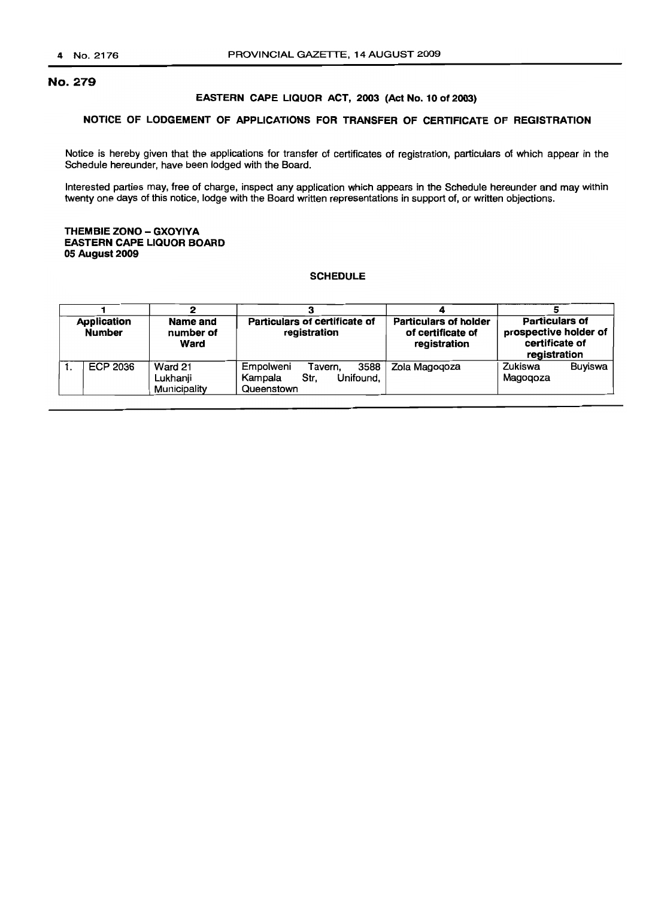## No. 279

### EASTERN CAPE LIQUOR ACT, 2003 (Act No. 10 of 2003)

### NOTICE OF LODGEMENT OF APPLICATIONS FOR TRANSFER OF CERTIFICATE OF REGISTRATION

Notice is hereby given that the applications for transfer of certificates of registration, particulars of which appear in the Schedule hereunder, have been lodged with the Board.

Interested parties may, free of charge, inspect any application which appears in the Schedule hereunder and may within twenty one days of this notice, lodge with the Board written representations in support of, or written objections.

**THEMBIE ZONO – GXOYIYA**
**EASTERN CAPE LIQUOR BOARD**
**05 August 2009**

**SCHEDULE**

| 1 | | 2 | 3 | 4 | 5 |
|---|---|---|---|---|---|
| **Application Number** | | **Name and number of Ward** | **Particulars of certificate of registration** | **Particulars of holder of certificate of registration** | **Particulars of prospective holder of certificate of registration** |
| 1. | ECP 2036 | Ward 21 Lukhanji Municipality | Empolweni Tavern, 3588 Kampala Str, Unifound, Queenstown | Zola Magoqoza | Zukiswa Buyiswa Magoqoza |